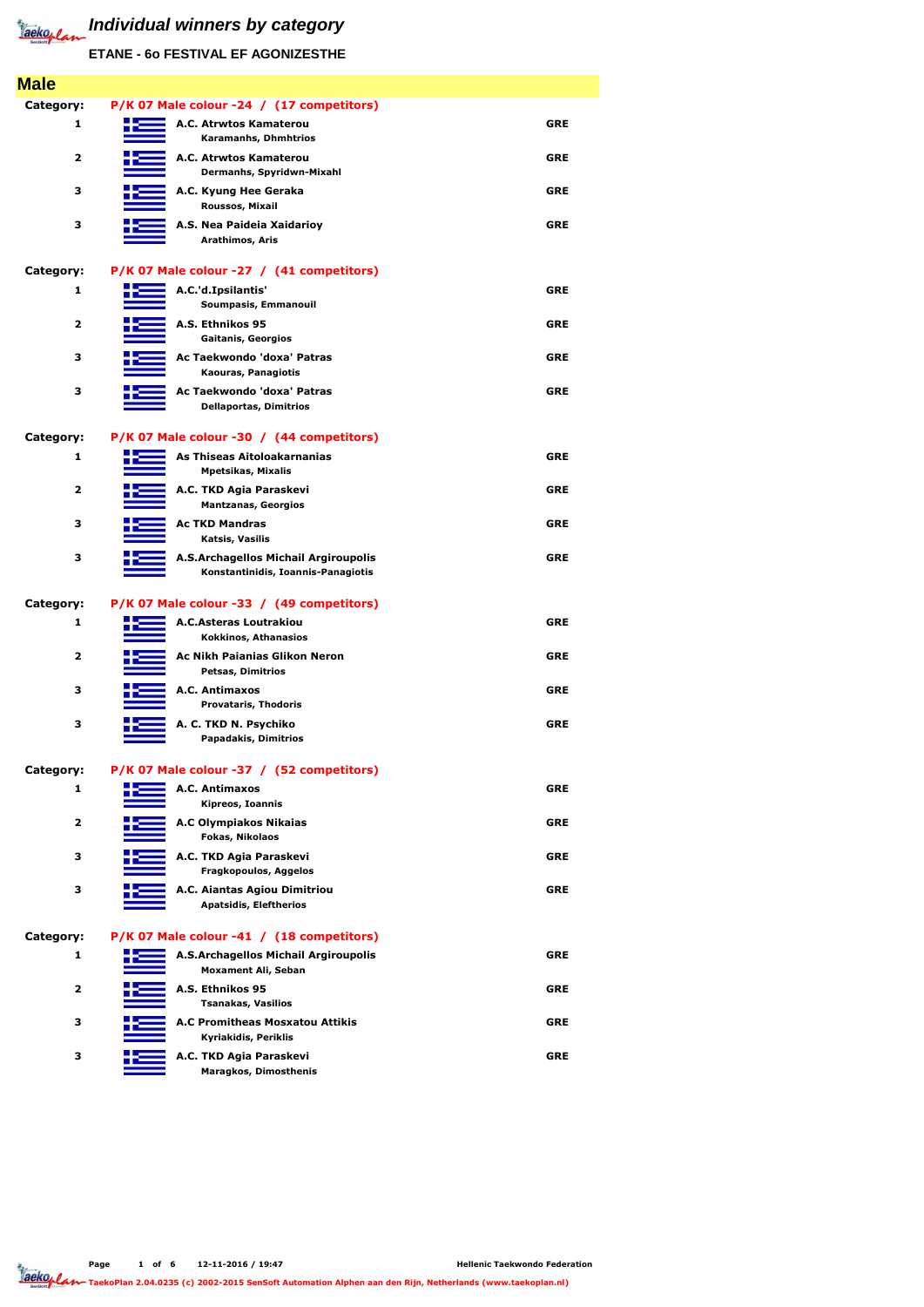# Individual winners by category

**ETANE - 6o FESTIVAL EF AGONIZESTHE**

## Male

**Category: P/K 07 Male colour -24 / (17 competitors)**

| Place | Club / Competitor | Country |
|---|---|---|
| 1 | A.C. Atrwtos Kamaterou<br>Karamanhs, Dhmhtrios | GRE |
| 2 | A.C. Atrwtos Kamaterou<br>Dermanhs, Spyridwn-Mixahl | GRE |
| 3 | A.C. Kyung Hee Geraka<br>Roussos, Mixail | GRE |
| 3 | A.S. Nea Paideia Xaidarioy<br>Arathimos, Aris | GRE |

**Category: P/K 07 Male colour -27 / (41 competitors)**

| Place | Club / Competitor | Country |
|---|---|---|
| 1 | A.C.'d.Ipsilantis'<br>Soumpasis, Emmanouil | GRE |
| 2 | A.S. Ethnikos 95<br>Gaitanis, Georgios | GRE |
| 3 | Ac Taekwondo 'doxa' Patras<br>Kaouras, Panagiotis | GRE |
| 3 | Ac Taekwondo 'doxa' Patras<br>Dellaportas, Dimitrios | GRE |

**Category: P/K 07 Male colour -30 / (44 competitors)**

| Place | Club / Competitor | Country |
|---|---|---|
| 1 | As Thiseas Aitoloakarnanias<br>Mpetsikas, Mixalis | GRE |
| 2 | A.C. TKD Agia Paraskevi<br>Mantzanas, Georgios | GRE |
| 3 | Ac TKD Mandras<br>Katsis, Vasilis | GRE |
| 3 | A.S.Archagellos Michail Argiroupolis<br>Konstantinidis, Ioannis-Panagiotis | GRE |

**Category: P/K 07 Male colour -33 / (49 competitors)**

| Place | Club / Competitor | Country |
|---|---|---|
| 1 | A.C.Asteras Loutrakiou<br>Kokkinos, Athanasios | GRE |
| 2 | Ac Nikh Paianias Glikon Neron<br>Petsas, Dimitrios | GRE |
| 3 | A.C. Antimaxos<br>Provataris, Thodoris | GRE |
| 3 | A. C. TKD N. Psychiko<br>Papadakis, Dimitrios | GRE |

**Category: P/K 07 Male colour -37 / (52 competitors)**

| Place | Club / Competitor | Country |
|---|---|---|
| 1 | A.C. Antimaxos<br>Kipreos, Ioannis | GRE |
| 2 | A.C Olympiakos Nikaias<br>Fokas, Nikolaos | GRE |
| 3 | A.C. TKD Agia Paraskevi<br>Fragkopoulos, Aggelos | GRE |
| 3 | A.C. Aiantas Agiou Dimitriou<br>Apatsidis, Eleftherios | GRE |

**Category: P/K 07 Male colour -41 / (18 competitors)**

| Place | Club / Competitor | Country |
|---|---|---|
| 1 | A.S.Archagellos Michail Argiroupolis<br>Moxament Ali, Seban | GRE |
| 2 | A.S. Ethnikos 95<br>Tsanakas, Vasilios | GRE |
| 3 | A.C Promitheas Mosxatou Attikis<br>Kyriakidis, Periklis | GRE |
| 3 | A.C. TKD Agia Paraskevi<br>Maragkos, Dimosthenis | GRE |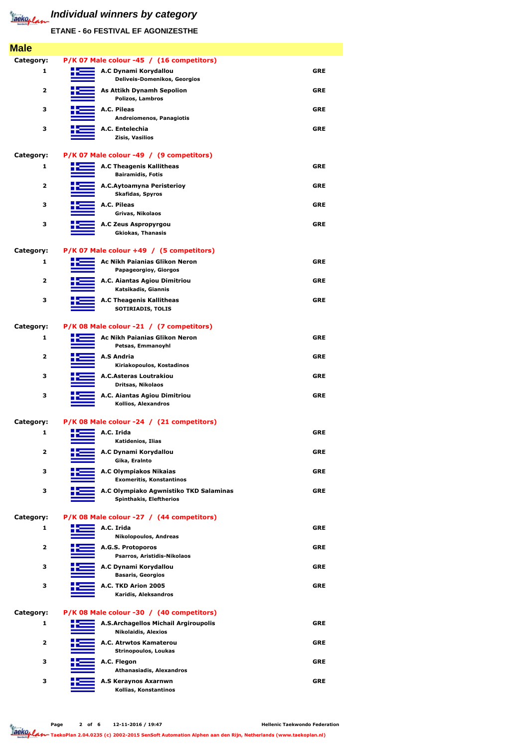# Individual winners by category

**ETANE - 6o FESTIVAL EF AGONIZESTHE**

## Male

**Category: P/K 07 Male colour -45 / (16 competitors)**

| Place | Club / Competitor | Country |
|---|---|---|
| 1 | A.C Dynami Korydallou<br>Deliveis-Domenikos, Georgios | GRE |
| 2 | As Attikh Dynamh Sepolion<br>Polizos, Lambros | GRE |
| 3 | A.C. Pileas<br>Andreiomenos, Panagiotis | GRE |
| 3 | A.C. Entelechia<br>Zisis, Vasilios | GRE |

**Category: P/K 07 Male colour -49 / (9 competitors)**

| Place | Club / Competitor | Country |
|---|---|---|
| 1 | A.C Theagenis Kallitheas<br>Bairamidis, Fotis | GRE |
| 2 | A.C.Aytoamyna Peristerioy<br>Skafidas, Spyros | GRE |
| 3 | A.C. Pileas<br>Grivas, Nikolaos | GRE |
| 3 | A.C Zeus Aspropyrgou<br>Gkiokas, Thanasis | GRE |

**Category: P/K 07 Male colour +49 / (5 competitors)**

| Place | Club / Competitor | Country |
|---|---|---|
| 1 | Ac Nikh Paianias Glikon Neron<br>Papageorgioy, Giorgos | GRE |
| 2 | A.C. Aiantas Agiou Dimitriou<br>Katsikadis, Giannis | GRE |
| 3 | A.C Theagenis Kallitheas<br>SOTIRIADIS, TOLIS | GRE |

**Category: P/K 08 Male colour -21 / (7 competitors)**

| Place | Club / Competitor | Country |
|---|---|---|
| 1 | Ac Nikh Paianias Glikon Neron<br>Petsas, Emmanoyhl | GRE |
| 2 | A.S Andria<br>Kiriakopoulos, Kostadinos | GRE |
| 3 | A.C.Asteras Loutrakiou<br>Dritsas, Nikolaos | GRE |
| 3 | A.C. Aiantas Agiou Dimitriou<br>Kollios, Alexandros | GRE |

**Category: P/K 08 Male colour -24 / (21 competitors)**

| Place | Club / Competitor | Country |
|---|---|---|
| 1 | A.C. Irida<br>Katidenios, Ilias | GRE |
| 2 | A.C Dynami Korydallou<br>Gika, Eralnto | GRE |
| 3 | A.C Olympiakos Nikaias<br>Exomeritis, Konstantinos | GRE |
| 3 | A.C Olympiako Agwnistiko TKD Salaminas<br>Spinthakis, Eleftherios | GRE |

**Category: P/K 08 Male colour -27 / (44 competitors)**

| Place | Club / Competitor | Country |
|---|---|---|
| 1 | A.C. Irida<br>Nikolopoulos, Andreas | GRE |
| 2 | A.G.S. Protoporos<br>Psarros, Aristidis-Nikolaos | GRE |
| 3 | A.C Dynami Korydallou<br>Basaris, Georgios | GRE |
| 3 | A.C. TKD Arion 2005<br>Karidis, Aleksandros | GRE |

**Category: P/K 08 Male colour -30 / (40 competitors)**

| Place | Club / Competitor | Country |
|---|---|---|
| 1 | A.S.Archagellos Michail Argiroupolis<br>Nikolaidis, Alexios | GRE |
| 2 | A.C. Atrwtos Kamaterou<br>Strinopoulos, Loukas | GRE |
| 3 | A.C. Flegon<br>Athanasiadis, Alexandros | GRE |
| 3 | A.S Keraynos Axarnwn<br>Kollias, Konstantinos | GRE |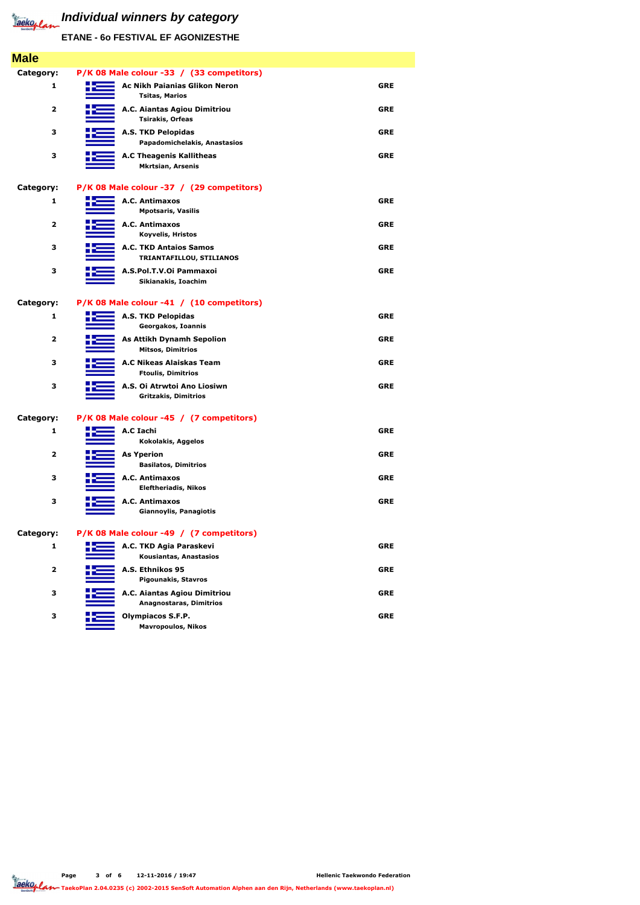# Individual winners by category

**ETANE - 6o FESTIVAL EF AGONIZESTHE**

## Male

**Category:** P/K 08 Male colour -33 / (33 competitors)

| Place | Club / Name | Country |
|---|---|---|
| 1 | **Ac Nikh Paianias Glikon Neron**<br>Tsitas, Marios | GRE |
| 2 | **A.C. Aiantas Agiou Dimitriou**<br>Tsirakis, Orfeas | GRE |
| 3 | **A.S. TKD Pelopidas**<br>Papadomichelakis, Anastasios | GRE |
| 3 | **A.C Theagenis Kallitheas**<br>Mkrtsian, Arsenis | GRE |

**Category:** P/K 08 Male colour -37 / (29 competitors)

| Place | Club / Name | Country |
|---|---|---|
| 1 | **A.C. Antimaxos**<br>Mpotsaris, Vasilis | GRE |
| 2 | **A.C. Antimaxos**<br>Koyvelis, Hristos | GRE |
| 3 | **A.C. TKD Antaios Samos**<br>TRIANTAFILLOU, STILIANOS | GRE |
| 3 | **A.S.Pol.T.V.Oi Pammaxoi**<br>Sikianakis, Ioachim | GRE |

**Category:** P/K 08 Male colour -41 / (10 competitors)

| Place | Club / Name | Country |
|---|---|---|
| 1 | **A.S. TKD Pelopidas**<br>Georgakos, Ioannis | GRE |
| 2 | **As Attikh Dynamh Sepolion**<br>Mitsos, Dimitrios | GRE |
| 3 | **A.C Nikeas Alaiskas Team**<br>Ftoulis, Dimitrios | GRE |
| 3 | **A.S. Oi Atrwtoi Ano Liosiwn**<br>Gritzakis, Dimitrios | GRE |

**Category:** P/K 08 Male colour -45 / (7 competitors)

| Place | Club / Name | Country |
|---|---|---|
| 1 | **A.C Iachi**<br>Kokolakis, Aggelos | GRE |
| 2 | **As Yperion**<br>Basilatos, Dimitrios | GRE |
| 3 | **A.C. Antimaxos**<br>Eleftheriadis, Nikos | GRE |
| 3 | **A.C. Antimaxos**<br>Giannoylis, Panagiotis | GRE |

**Category:** P/K 08 Male colour -49 / (7 competitors)

| Place | Club / Name | Country |
|---|---|---|
| 1 | **A.C. TKD Agia Paraskevi**<br>Kousiantas, Anastasios | GRE |
| 2 | **A.S. Ethnikos 95**<br>Pigounakis, Stavros | GRE |
| 3 | **A.C. Aiantas Agiou Dimitriou**<br>Anagnostaras, Dimitrios | GRE |
| 3 | **Olympiacos S.F.P.**<br>Mavropoulos, Nikos | GRE |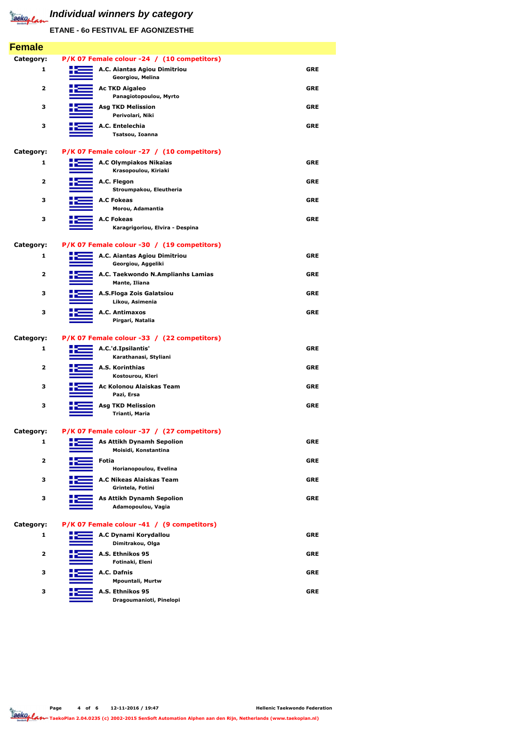# Individual winners by category

**ETANE - 6o FESTIVAL EF AGONIZESTHE**

## Female

**Category: P/K 07 Female colour -24 / (10 competitors)**

| Place | Club / Name | Country |
|---|---|---|
| 1 | A.C. Aiantas Agiou Dimitriou<br>Georgiou, Melina | GRE |
| 2 | Ac TKD Aigaleo<br>Panagiotopoulou, Myrto | GRE |
| 3 | Asg TKD Melission<br>Perivolari, Niki | GRE |
| 3 | A.C. Entelechia<br>Tsatsou, Ioanna | GRE |

**Category: P/K 07 Female colour -27 / (10 competitors)**

| Place | Club / Name | Country |
|---|---|---|
| 1 | A.C Olympiakos Nikaias<br>Krasopoulou, Kiriaki | GRE |
| 2 | A.C. Flegon<br>Stroumpakou, Eleutheria | GRE |
| 3 | A.C Fokeas<br>Morou, Adamantia | GRE |
| 3 | A.C Fokeas<br>Karagrigoriou, Elvira - Despina | GRE |

**Category: P/K 07 Female colour -30 / (19 competitors)**

| Place | Club / Name | Country |
|---|---|---|
| 1 | A.C. Aiantas Agiou Dimitriou<br>Georgiou, Aggeliki | GRE |
| 2 | A.C. Taekwondo N.Amplianhs Lamias<br>Mante, Iliana | GRE |
| 3 | A.S.Floga Zois Galatsiou<br>Likou, Asimenia | GRE |
| 3 | A.C. Antimaxos<br>Pirgari, Natalia | GRE |

**Category: P/K 07 Female colour -33 / (22 competitors)**

| Place | Club / Name | Country |
|---|---|---|
| 1 | A.C.'d.Ipsilantis'<br>Karathanasi, Styliani | GRE |
| 2 | A.S. Korinthias<br>Kostourou, Kleri | GRE |
| 3 | Ac Kolonou Alaiskas Team<br>Pazi, Ersa | GRE |
| 3 | Asg TKD Melission<br>Trianti, Maria | GRE |

**Category: P/K 07 Female colour -37 / (27 competitors)**

| Place | Club / Name | Country |
|---|---|---|
| 1 | As Attikh Dynamh Sepolion<br>Moisidi, Konstantina | GRE |
| 2 | Fotia<br>Horianopoulou, Evelina | GRE |
| 3 | A.C Nikeas Alaiskas Team<br>Grintela, Fotini | GRE |
| 3 | As Attikh Dynamh Sepolion<br>Adamopoulou, Vagia | GRE |

**Category: P/K 07 Female colour -41 / (9 competitors)**

| Place | Club / Name | Country |
|---|---|---|
| 1 | A.C Dynami Korydallou<br>Dimitrakou, Olga | GRE |
| 2 | A.S. Ethnikos 95<br>Fotinaki, Eleni | GRE |
| 3 | A.C. Dafnis<br>Mpountali, Murtw | GRE |
| 3 | A.S. Ethnikos 95<br>Dragoumanioti, Pinelopi | GRE |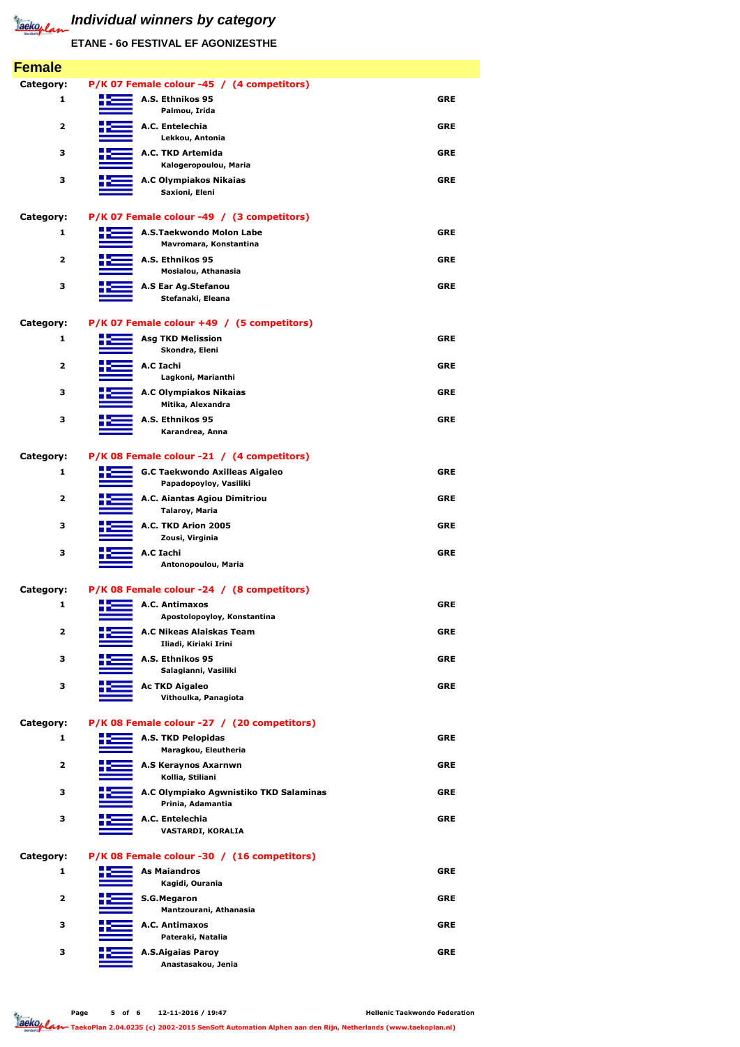# Individual winners by category

**ETANE - 6o FESTIVAL EF AGONIZESTHE**

## Female

**Category: P/K 07 Female colour -45 / (4 competitors)**

| Place | Club / Name | Country |
|---|---|---|
| 1 | **A.S. Ethnikos 95**<br>Palmou, Irida | GRE |
| 2 | **A.C. Entelechia**<br>Lekkou, Antonia | GRE |
| 3 | **A.C. TKD Artemida**<br>Kalogeropoulou, Maria | GRE |
| 3 | **A.C Olympiakos Nikaias**<br>Saxioni, Eleni | GRE |

**Category: P/K 07 Female colour -49 / (3 competitors)**

| Place | Club / Name | Country |
|---|---|---|
| 1 | **A.S.Taekwondo Molon Labe**<br>Mavromara, Konstantina | GRE |
| 2 | **A.S. Ethnikos 95**<br>Mosialou, Athanasia | GRE |
| 3 | **A.S Ear Ag.Stefanou**<br>Stefanaki, Eleana | GRE |

**Category: P/K 07 Female colour +49 / (5 competitors)**

| Place | Club / Name | Country |
|---|---|---|
| 1 | **Asg TKD Melission**<br>Skondra, Eleni | GRE |
| 2 | **A.C Iachi**<br>Lagkoni, Marianthi | GRE |
| 3 | **A.C Olympiakos Nikaias**<br>Mitika, Alexandra | GRE |
| 3 | **A.S. Ethnikos 95**<br>Karandrea, Anna | GRE |

**Category: P/K 08 Female colour -21 / (4 competitors)**

| Place | Club / Name | Country |
|---|---|---|
| 1 | **G.C Taekwondo Axilleas Aigaleo**<br>Papadopoyloy, Vasiliki | GRE |
| 2 | **A.C. Aiantas Agiou Dimitriou**<br>Talaroy, Maria | GRE |
| 3 | **A.C. TKD Arion 2005**<br>Zousi, Virginia | GRE |
| 3 | **A.C Iachi**<br>Antonopoulou, Maria | GRE |

**Category: P/K 08 Female colour -24 / (8 competitors)**

| Place | Club / Name | Country |
|---|---|---|
| 1 | **A.C. Antimaxos**<br>Apostolopoyloy, Konstantina | GRE |
| 2 | **A.C Nikeas Alaiskas Team**<br>Iliadi, Kiriaki Irini | GRE |
| 3 | **A.S. Ethnikos 95**<br>Salagianni, Vasiliki | GRE |
| 3 | **Ac TKD Aigaleo**<br>Vithoulka, Panagiota | GRE |

**Category: P/K 08 Female colour -27 / (20 competitors)**

| Place | Club / Name | Country |
|---|---|---|
| 1 | **A.S. TKD Pelopidas**<br>Maragkou, Eleutheria | GRE |
| 2 | **A.S Keraynos Axarnwn**<br>Kollia, Stiliani | GRE |
| 3 | **A.C Olympiako Agwnistiko TKD Salaminas**<br>Prinia, Adamantia | GRE |
| 3 | **A.C. Entelechia**<br>VASTARDI, KORALIA | GRE |

**Category: P/K 08 Female colour -30 / (16 competitors)**

| Place | Club / Name | Country |
|---|---|---|
| 1 | **As Maiandros**<br>Kagidi, Ourania | GRE |
| 2 | **S.G.Megaron**<br>Mantzourani, Athanasia | GRE |
| 3 | **A.C. Antimaxos**<br>Pateraki, Natalia | GRE |
| 3 | **A.S.Aigaias Paroy**<br>Anastasakou, Jenia | GRE |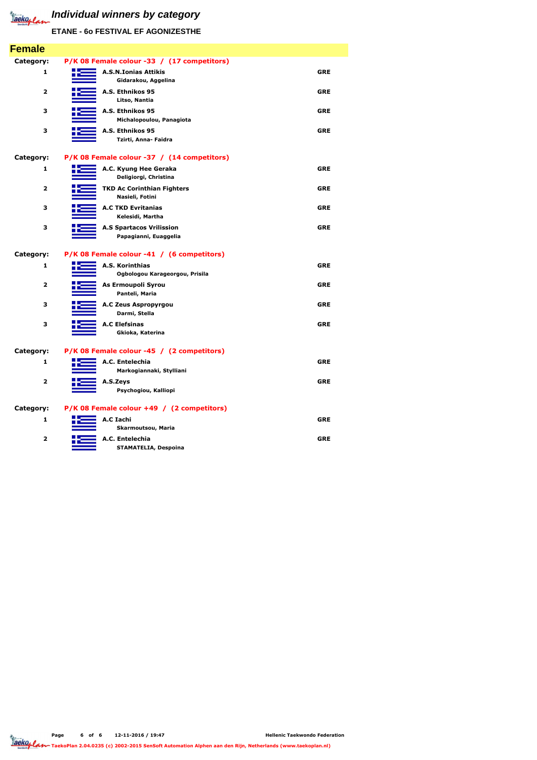# Individual winners by category

**ETANE - 6o FESTIVAL EF AGONIZESTHE**

## Female

**Category: P/K 08 Female colour -33 / (17 competitors)**

| | | |
|---|---|---|
| 1 | A.S.N.Ionias Attikis<br>Gidarakou, Aggelina | GRE |
| 2 | A.S. Ethnikos 95<br>Litso, Nantia | GRE |
| 3 | A.S. Ethnikos 95<br>Michalopoulou, Panagiota | GRE |
| 3 | A.S. Ethnikos 95<br>Tzirti, Anna- Faidra | GRE |

**Category: P/K 08 Female colour -37 / (14 competitors)**

| | | |
|---|---|---|
| 1 | A.C. Kyung Hee Geraka<br>Deligiorgi, Christina | GRE |
| 2 | TKD Ac Corinthian Fighters<br>Nasieli, Fotini | GRE |
| 3 | A.C TKD Evritanias<br>Kelesidi, Martha | GRE |
| 3 | A.S Spartacos Vrilission<br>Papagianni, Euaggelia | GRE |

**Category: P/K 08 Female colour -41 / (6 competitors)**

| | | |
|---|---|---|
| 1 | A.S. Korinthias<br>Ogbologou Karageorgou, Prisila | GRE |
| 2 | As Ermoupoli Syrou<br>Panteli, Maria | GRE |
| 3 | A.C Zeus Aspropyrgou<br>Darmi, Stella | GRE |
| 3 | A.C Elefsinas<br>Gkioka, Katerina | GRE |

**Category: P/K 08 Female colour -45 / (2 competitors)**

| | | |
|---|---|---|
| 1 | A.C. Entelechia<br>Markogiannaki, Stylliani | GRE |
| 2 | A.S.Zeys<br>Psychogiou, Kalliopi | GRE |

**Category: P/K 08 Female colour +49 / (2 competitors)**

| | | |
|---|---|---|
| 1 | A.C Iachi<br>Skarmoutsou, Maria | GRE |
| 2 | A.C. Entelechia<br>STAMATELIA, Despoina | GRE |